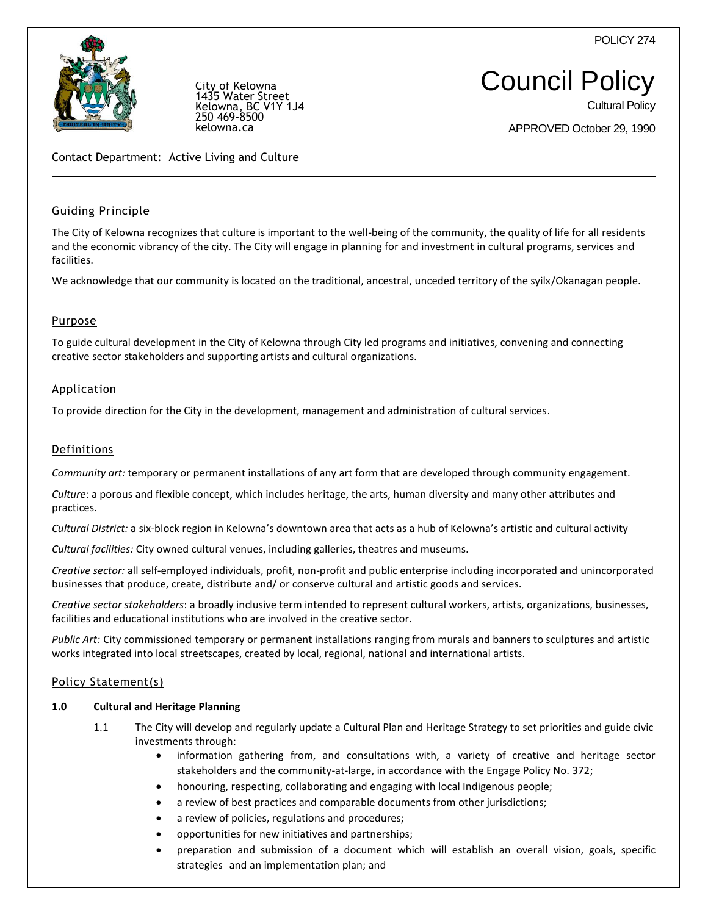POLICY 274

City of Kelowna
1435 Water Street
Kelowna, BC V1Y 1J4
250 469-8500
kelowna.ca

# Council Policy

Cultural Policy

APPROVED October 29, 1990

Contact Department: Active Living and Culture

## Guiding Principle

The City of Kelowna recognizes that culture is important to the well-being of the community, the quality of life for all residents and the economic vibrancy of the city. The City will engage in planning for and investment in cultural programs, services and facilities.

We acknowledge that our community is located on the traditional, ancestral, unceded territory of the syilx/Okanagan people.

## Purpose

To guide cultural development in the City of Kelowna through City led programs and initiatives, convening and connecting creative sector stakeholders and supporting artists and cultural organizations.

## Application

To provide direction for the City in the development, management and administration of cultural services.

## Definitions

*Community art:* temporary or permanent installations of any art form that are developed through community engagement.

*Culture*: a porous and flexible concept, which includes heritage, the arts, human diversity and many other attributes and practices.

*Cultural District:* a six-block region in Kelowna's downtown area that acts as a hub of Kelowna's artistic and cultural activity

*Cultural facilities:* City owned cultural venues, including galleries, theatres and museums.

*Creative sector:* all self-employed individuals, profit, non-profit and public enterprise including incorporated and unincorporated businesses that produce, create, distribute and/ or conserve cultural and artistic goods and services.

*Creative sector stakeholders*: a broadly inclusive term intended to represent cultural workers, artists, organizations, businesses, facilities and educational institutions who are involved in the creative sector.

*Public Art:* City commissioned temporary or permanent installations ranging from murals and banners to sculptures and artistic works integrated into local streetscapes, created by local, regional, national and international artists.

## Policy Statement(s)

**1.0 Cultural and Heritage Planning**

1.1 The City will develop and regularly update a Cultural Plan and Heritage Strategy to set priorities and guide civic investments through:

- information gathering from, and consultations with, a variety of creative and heritage sector stakeholders and the community-at-large, in accordance with the Engage Policy No. 372;
- honouring, respecting, collaborating and engaging with local Indigenous people;
- a review of best practices and comparable documents from other jurisdictions;
- a review of policies, regulations and procedures;
- opportunities for new initiatives and partnerships;
- preparation and submission of a document which will establish an overall vision, goals, specific strategies and an implementation plan; and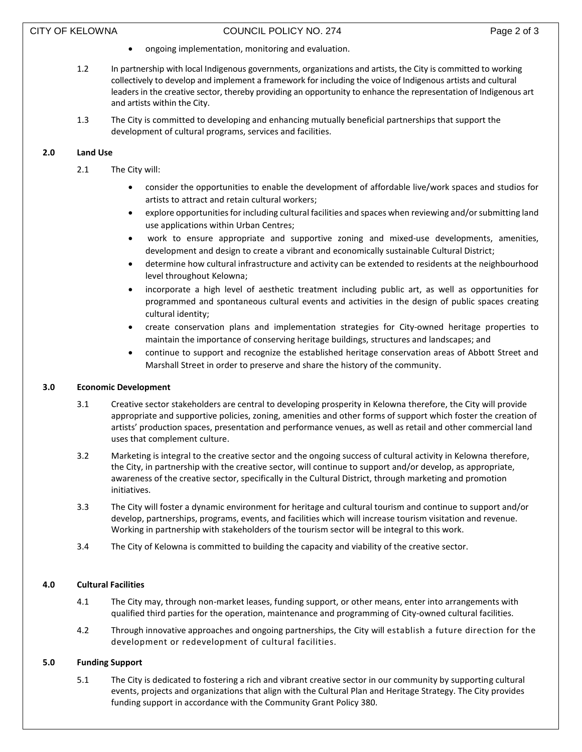- ongoing implementation, monitoring and evaluation.

1.2 In partnership with local Indigenous governments, organizations and artists, the City is committed to working collectively to develop and implement a framework for including the voice of Indigenous artists and cultural leaders in the creative sector, thereby providing an opportunity to enhance the representation of Indigenous art and artists within the City.

1.3 The City is committed to developing and enhancing mutually beneficial partnerships that support the development of cultural programs, services and facilities.

## 2.0 Land Use

2.1 The City will:

- consider the opportunities to enable the development of affordable live/work spaces and studios for artists to attract and retain cultural workers;
- explore opportunities for including cultural facilities and spaces when reviewing and/or submitting land use applications within Urban Centres;
- work to ensure appropriate and supportive zoning and mixed-use developments, amenities, development and design to create a vibrant and economically sustainable Cultural District;
- determine how cultural infrastructure and activity can be extended to residents at the neighbourhood level throughout Kelowna;
- incorporate a high level of aesthetic treatment including public art, as well as opportunities for programmed and spontaneous cultural events and activities in the design of public spaces creating cultural identity;
- create conservation plans and implementation strategies for City-owned heritage properties to maintain the importance of conserving heritage buildings, structures and landscapes; and
- continue to support and recognize the established heritage conservation areas of Abbott Street and Marshall Street in order to preserve and share the history of the community.

## 3.0 Economic Development

3.1 Creative sector stakeholders are central to developing prosperity in Kelowna therefore, the City will provide appropriate and supportive policies, zoning, amenities and other forms of support which foster the creation of artists' production spaces, presentation and performance venues, as well as retail and other commercial land uses that complement culture.

3.2 Marketing is integral to the creative sector and the ongoing success of cultural activity in Kelowna therefore, the City, in partnership with the creative sector, will continue to support and/or develop, as appropriate, awareness of the creative sector, specifically in the Cultural District, through marketing and promotion initiatives.

3.3 The City will foster a dynamic environment for heritage and cultural tourism and continue to support and/or develop, partnerships, programs, events, and facilities which will increase tourism visitation and revenue. Working in partnership with stakeholders of the tourism sector will be integral to this work.

3.4 The City of Kelowna is committed to building the capacity and viability of the creative sector.

## 4.0 Cultural Facilities

4.1 The City may, through non-market leases, funding support, or other means, enter into arrangements with qualified third parties for the operation, maintenance and programming of City-owned cultural facilities.

4.2 Through innovative approaches and ongoing partnerships, the City will establish a future direction for the development or redevelopment of cultural facilities.

## 5.0 Funding Support

5.1 The City is dedicated to fostering a rich and vibrant creative sector in our community by supporting cultural events, projects and organizations that align with the Cultural Plan and Heritage Strategy. The City provides funding support in accordance with the Community Grant Policy 380.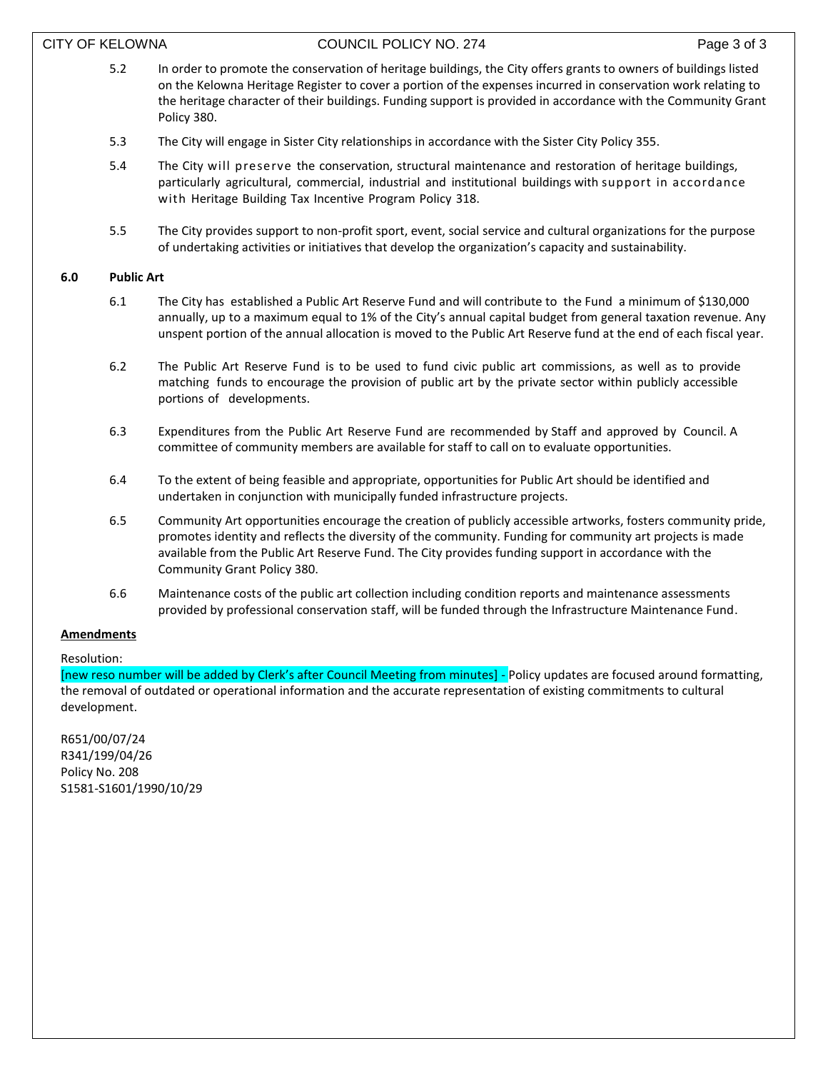5.2 In order to promote the conservation of heritage buildings, the City offers grants to owners of buildings listed on the Kelowna Heritage Register to cover a portion of the expenses incurred in conservation work relating to the heritage character of their buildings. Funding support is provided in accordance with the Community Grant Policy 380.

5.3 The City will engage in Sister City relationships in accordance with the Sister City Policy 355.

5.4 The City will preserve the conservation, structural maintenance and restoration of heritage buildings, particularly agricultural, commercial, industrial and institutional buildings with support in accordance with Heritage Building Tax Incentive Program Policy 318.

5.5 The City provides support to non-profit sport, event, social service and cultural organizations for the purpose of undertaking activities or initiatives that develop the organization's capacity and sustainability.

## 6.0 Public Art

6.1 The City has established a Public Art Reserve Fund and will contribute to the Fund a minimum of $130,000 annually, up to a maximum equal to 1% of the City's annual capital budget from general taxation revenue. Any unspent portion of the annual allocation is moved to the Public Art Reserve fund at the end of each fiscal year.

6.2 The Public Art Reserve Fund is to be used to fund civic public art commissions, as well as to provide matching funds to encourage the provision of public art by the private sector within publicly accessible portions of developments.

6.3 Expenditures from the Public Art Reserve Fund are recommended by Staff and approved by Council. A committee of community members are available for staff to call on to evaluate opportunities.

6.4 To the extent of being feasible and appropriate, opportunities for Public Art should be identified and undertaken in conjunction with municipally funded infrastructure projects.

6.5 Community Art opportunities encourage the creation of publicly accessible artworks, fosters community pride, promotes identity and reflects the diversity of the community. Funding for community art projects is made available from the Public Art Reserve Fund. The City provides funding support in accordance with the Community Grant Policy 380.

6.6 Maintenance costs of the public art collection including condition reports and maintenance assessments provided by professional conservation staff, will be funded through the Infrastructure Maintenance Fund.

**Amendments**

Resolution:
[new reso number will be added by Clerk's after Council Meeting from minutes] - Policy updates are focused around formatting, the removal of outdated or operational information and the accurate representation of existing commitments to cultural development.

R651/00/07/24
R341/199/04/26
Policy No. 208
S1581-S1601/1990/10/29